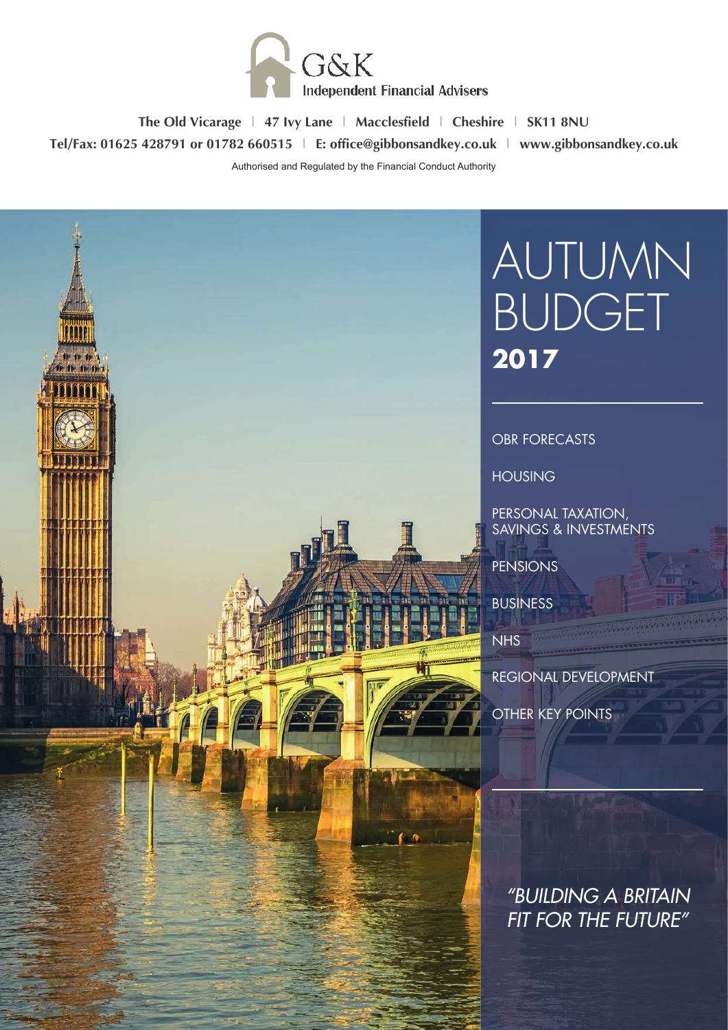G&K

Independent Financial Advisers

**The Old Vicarage | 47 Ivy Lane | Macclesfield | Cheshire | SK11 8NU**

**Tel/Fax: 01625 428791 or 01782 660515 | E: office@gibbonsandkey.co.uk | www.gibbonsandkey.co.uk**

Authorised and Regulated by the Financial Conduct Authority

# AUTUMN BUDGET **2017**

- OBR FORECASTS
- HOUSING
- PERSONAL TAXATION, SAVINGS & INVESTMENTS
- PENSIONS
- BUSINESS
- NHS
- REGIONAL DEVELOPMENT
- OTHER KEY POINTS

*"BUILDING A BRITAIN FIT FOR THE FUTURE"*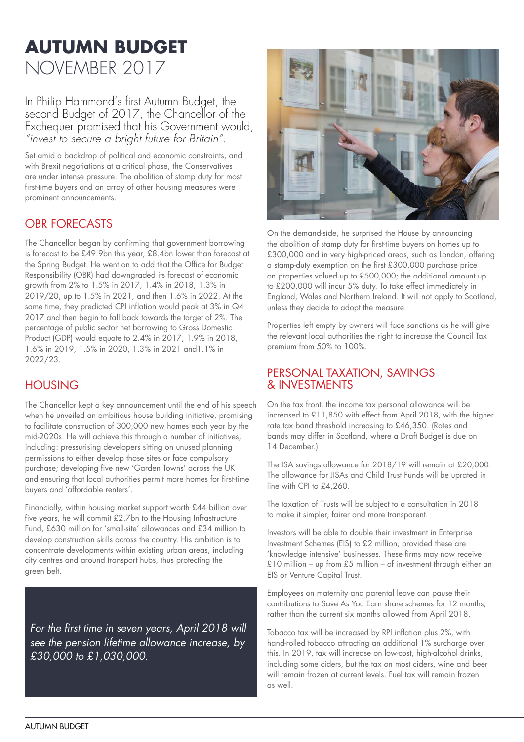# AUTUMN BUDGET
NOVEMBER 2017

In Philip Hammond's first Autumn Budget, the second Budget of 2017, the Chancellor of the Exchequer promised that his Government would, *"invest to secure a bright future for Britain"*.

Set amid a backdrop of political and economic constraints, and with Brexit negotiations at a critical phase, the Conservatives are under intense pressure. The abolition of stamp duty for most first-time buyers and an array of other housing measures were prominent announcements.

## OBR FORECASTS

The Chancellor began by confirming that government borrowing is forecast to be £49.9bn this year, £8.4bn lower than forecast at the Spring Budget. He went on to add that the Office for Budget Responsibility (OBR) had downgraded its forecast of economic growth from 2% to 1.5% in 2017, 1.4% in 2018, 1.3% in 2019/20, up to 1.5% in 2021, and then 1.6% in 2022. At the same time, they predicted CPI inflation would peak at 3% in Q4 2017 and then begin to fall back towards the target of 2%. The percentage of public sector net borrowing to Gross Domestic Product (GDP) would equate to 2.4% in 2017, 1.9% in 2018, 1.6% in 2019, 1.5% in 2020, 1.3% in 2021 and1.1% in 2022/23.

## HOUSING

The Chancellor kept a key announcement until the end of his speech when he unveiled an ambitious house building initiative, promising to facilitate construction of 300,000 new homes each year by the mid-2020s. He will achieve this through a number of initiatives, including: pressurising developers sitting on unused planning permissions to either develop those sites or face compulsory purchase; developing five new 'Garden Towns' across the UK and ensuring that local authorities permit more homes for first-time buyers and 'affordable renters'.

Financially, within housing market support worth £44 billion over five years, he will commit £2.7bn to the Housing Infrastructure Fund, £630 million for 'small-site' allowances and £34 million to develop construction skills across the country. His ambition is to concentrate developments within existing urban areas, including city centres and around transport hubs, thus protecting the green belt.

*For the first time in seven years, April 2018 will see the pension lifetime allowance increase, by £30,000 to £1,030,000.*

On the demand-side, he surprised the House by announcing the abolition of stamp duty for first-time buyers on homes up to £300,000 and in very high-priced areas, such as London, offering a stamp-duty exemption on the first £300,000 purchase price on properties valued up to £500,000; the additional amount up to £200,000 will incur 5% duty. To take effect immediately in England, Wales and Northern Ireland. It will not apply to Scotland, unless they decide to adopt the measure.

Properties left empty by owners will face sanctions as he will give the relevant local authorities the right to increase the Council Tax premium from 50% to 100%.

## PERSONAL TAXATION, SAVINGS & INVESTMENTS

On the tax front, the income tax personal allowance will be increased to £11,850 with effect from April 2018, with the higher rate tax band threshold increasing to £46,350. (Rates and bands may differ in Scotland, where a Draft Budget is due on 14 December.)

The ISA savings allowance for 2018/19 will remain at £20,000. The allowance for JISAs and Child Trust Funds will be uprated in line with CPI to £4,260.

The taxation of Trusts will be subject to a consultation in 2018 to make it simpler, fairer and more transparent.

Investors will be able to double their investment in Enterprise Investment Schemes (EIS) to £2 million, provided these are 'knowledge intensive' businesses. These firms may now receive £10 million – up from £5 million – of investment through either an EIS or Venture Capital Trust.

Employees on maternity and parental leave can pause their contributions to Save As You Earn share schemes for 12 months, rather than the current six months allowed from April 2018.

Tobacco tax will be increased by RPI inflation plus 2%, with hand-rolled tobacco attracting an additional 1% surcharge over this. In 2019, tax will increase on low-cost, high-alcohol drinks, including some ciders, but the tax on most ciders, wine and beer will remain frozen at current levels. Fuel tax will remain frozen as well.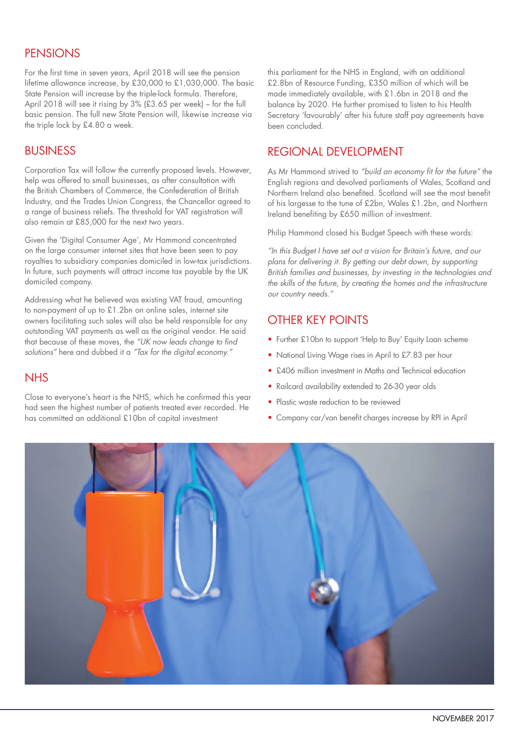## PENSIONS

For the first time in seven years, April 2018 will see the pension lifetime allowance increase, by £30,000 to £1,030,000. The basic State Pension will increase by the triple-lock formula. Therefore, April 2018 will see it rising by 3% (£3.65 per week) – for the full basic pension. The full new State Pension will, likewise increase via the triple lock by £4.80 a week.

## BUSINESS

Corporation Tax will follow the currently proposed levels. However, help was offered to small businesses, as after consultation with the British Chambers of Commerce, the Confederation of British Industry, and the Trades Union Congress, the Chancellor agreed to a range of business reliefs. The threshold for VAT registration will also remain at £85,000 for the next two years.

Given the 'Digital Consumer Age', Mr Hammond concentrated on the large consumer internet sites that have been seen to pay royalties to subsidiary companies domiciled in low-tax jurisdictions. In future, such payments will attract income tax payable by the UK domiciled company.

Addressing what he believed was existing VAT fraud, amounting to non-payment of up to £1.2bn on online sales, internet site owners facilitating such sales will also be held responsible for any outstanding VAT payments as well as the original vendor. He said that because of these moves, the *"UK now leads change to find solutions"* here and dubbed it a *"Tax for the digital economy."*

## NHS

Close to everyone's heart is the NHS, which he confirmed this year had seen the highest number of patients treated ever recorded. He has committed an additional £10bn of capital investment this parliament for the NHS in England, with an additional £2.8bn of Resource Funding, £350 million of which will be made immediately available, with £1.6bn in 2018 and the balance by 2020. He further promised to listen to his Health Secretary 'favourably' after his future staff pay agreements have been concluded.

## REGIONAL DEVELOPMENT

As Mr Hammond strived to *"build an economy fit for the future"* the English regions and devolved parliaments of Wales, Scotland and Northern Ireland also benefited. Scotland will see the most benefit of his largesse to the tune of £2bn, Wales £1.2bn, and Northern Ireland benefiting by £650 million of investment.

Philip Hammond closed his Budget Speech with these words:

*"In this Budget I have set out a vision for Britain's future, and our plans for delivering it. By getting our debt down, by supporting British families and businesses, by investing in the technologies and the skills of the future, by creating the homes and the infrastructure our country needs."*

## OTHER KEY POINTS

- Further £10bn to support 'Help to Buy' Equity Loan scheme
- National Living Wage rises in April to £7.83 per hour
- £406 million investment in Maths and Technical education
- Railcard availability extended to 26-30 year olds
- Plastic waste reduction to be reviewed
- Company car/van benefit charges increase by RPI in April

NOVEMBER 2017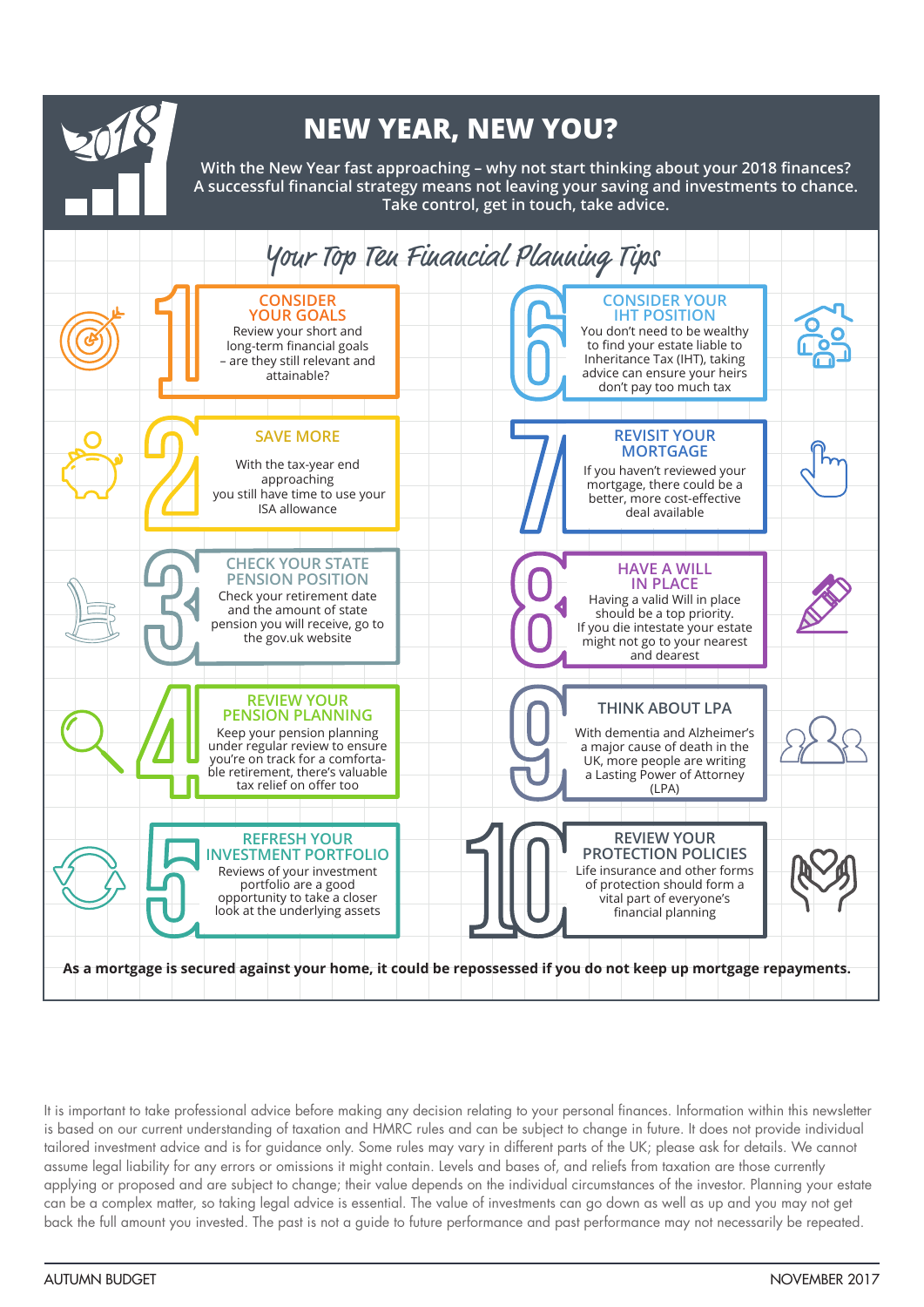# NEW YEAR, NEW YOU?

**With the New Year fast approaching – why not start thinking about your 2018 finances? A successful financial strategy means not leaving your saving and investments to chance. Take control, get in touch, take advice.**

## Your Top Ten Financial Planning Tips

### 1. CONSIDER YOUR GOALS

Review your short and long-term financial goals – are they still relevant and attainable?

### 2. SAVE MORE

With the tax-year end approaching you still have time to use your ISA allowance

### 3. CHECK YOUR STATE PENSION POSITION

Check your retirement date and the amount of state pension you will receive, go to the gov.uk website

### 4. REVIEW YOUR PENSION PLANNING

Keep your pension planning under regular review to ensure you're on track for a comfortable retirement, there's valuable tax relief on offer too

### 5. REFRESH YOUR INVESTMENT PORTFOLIO

Reviews of your investment portfolio are a good opportunity to take a closer look at the underlying assets

### 6. CONSIDER YOUR IHT POSITION

You don't need to be wealthy to find your estate liable to Inheritance Tax (IHT), taking advice can ensure your heirs don't pay too much tax

### 7. REVISIT YOUR MORTGAGE

If you haven't reviewed your mortgage, there could be a better, more cost-effective deal available

### 8. HAVE A WILL IN PLACE

Having a valid Will in place should be a top priority. If you die intestate your estate might not go to your nearest and dearest

### 9. THINK ABOUT LPA

With dementia and Alzheimer's a major cause of death in the UK, more people are writing a Lasting Power of Attorney (LPA)

### 10. REVIEW YOUR PROTECTION POLICIES

Life insurance and other forms of protection should form a vital part of everyone's financial planning

**As a mortgage is secured against your home, it could be repossessed if you do not keep up mortgage repayments.**

It is important to take professional advice before making any decision relating to your personal finances. Information within this newsletter is based on our current understanding of taxation and HMRC rules and can be subject to change in future. It does not provide individual tailored investment advice and is for guidance only. Some rules may vary in different parts of the UK; please ask for details. We cannot assume legal liability for any errors or omissions it might contain. Levels and bases of, and reliefs from taxation are those currently applying or proposed and are subject to change; their value depends on the individual circumstances of the investor. Planning your estate can be a complex matter, so taking legal advice is essential. The value of investments can go down as well as up and you may not get back the full amount you invested. The past is not a guide to future performance and past performance may not necessarily be repeated.